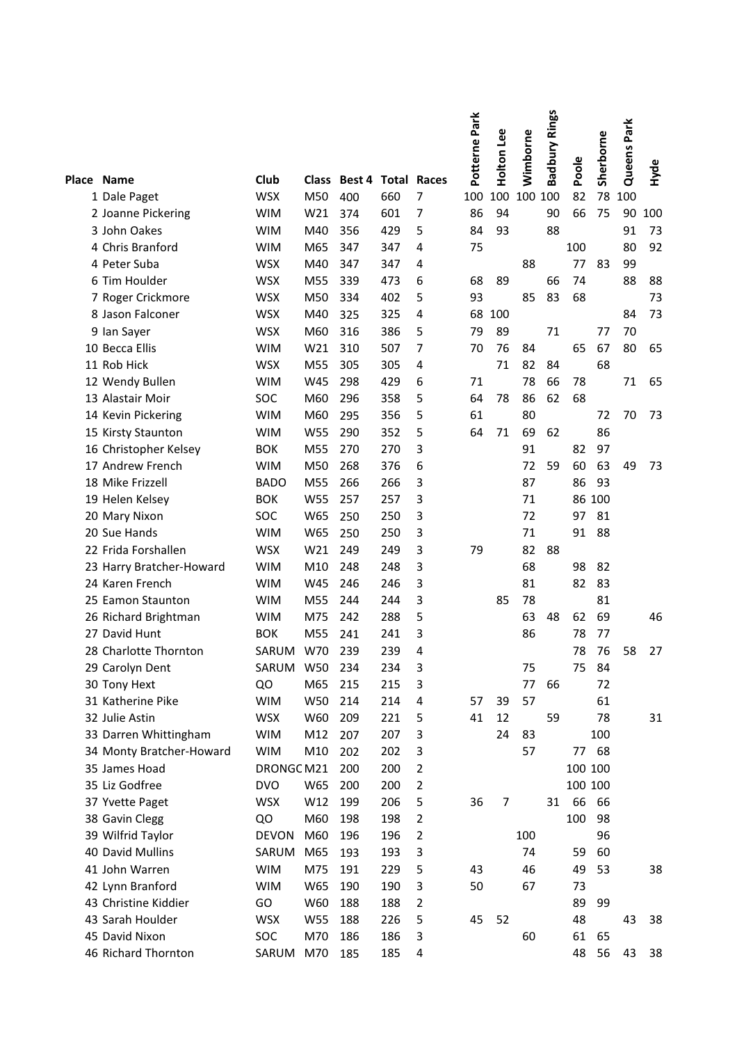| Place | Name | Club | Class | Best 4 | Total | Races | Potterne Park | Holton Lee | Wimborne | Badbury Rings | Poole | Sherborne | Queens Park | Hyde |
|---|---|---|---|---|---|---|---|---|---|---|---|---|---|---|
| 1 | Dale Paget | WSX | M50 | 400 | 660 | 7 | 100 | 100 | 100 | 100 | 82 | 78 | 100 | |
| 2 | Joanne Pickering | WIM | W21 | 374 | 601 | 7 | 86 | 94 | | 90 | 66 | 75 | 90 | 100 |
| 3 | John Oakes | WIM | M40 | 356 | 429 | 5 | 84 | 93 | | 88 | | | 91 | 73 |
| 4 | Chris Branford | WIM | M65 | 347 | 347 | 4 | 75 | | | | 100 | | 80 | 92 |
| 4 | Peter Suba | WSX | M40 | 347 | 347 | 4 | | | 88 | | 77 | 83 | 99 | |
| 6 | Tim Houlder | WSX | M55 | 339 | 473 | 6 | 68 | 89 | | 66 | 74 | | 88 | 88 |
| 7 | Roger Crickmore | WSX | M50 | 334 | 402 | 5 | 93 | | 85 | 83 | 68 | | | 73 |
| 8 | Jason Falconer | WSX | M40 | 325 | 325 | 4 | 68 | 100 | | | | | 84 | 73 |
| 9 | Ian Sayer | WSX | M60 | 316 | 386 | 5 | 79 | 89 | | 71 | | 77 | 70 | |
| 10 | Becca Ellis | WIM | W21 | 310 | 507 | 7 | 70 | 76 | 84 | | 65 | 67 | 80 | 65 |
| 11 | Rob Hick | WSX | M55 | 305 | 305 | 4 | | 71 | 82 | 84 | | 68 | | |
| 12 | Wendy Bullen | WIM | W45 | 298 | 429 | 6 | 71 | | 78 | 66 | 78 | | 71 | 65 |
| 13 | Alastair Moir | SOC | M60 | 296 | 358 | 5 | 64 | 78 | 86 | 62 | 68 | | | |
| 14 | Kevin Pickering | WIM | M60 | 295 | 356 | 5 | 61 | | 80 | | | 72 | 70 | 73 |
| 15 | Kirsty Staunton | WIM | W55 | 290 | 352 | 5 | 64 | 71 | 69 | 62 | | 86 | | |
| 16 | Christopher Kelsey | BOK | M55 | 270 | 270 | 3 | | | 91 | | 82 | 97 | | |
| 17 | Andrew French | WIM | M50 | 268 | 376 | 6 | | | 72 | 59 | 60 | 63 | 49 | 73 |
| 18 | Mike Frizzell | BADO | M55 | 266 | 266 | 3 | | | 87 | | 86 | 93 | | |
| 19 | Helen Kelsey | BOK | W55 | 257 | 257 | 3 | | | 71 | | 86 | 100 | | |
| 20 | Mary Nixon | SOC | W65 | 250 | 250 | 3 | | | 72 | | 97 | 81 | | |
| 20 | Sue Hands | WIM | W65 | 250 | 250 | 3 | | | 71 | | 91 | 88 | | |
| 22 | Frida Forshallen | WSX | W21 | 249 | 249 | 3 | 79 | | 82 | 88 | | | | |
| 23 | Harry Bratcher-Howard | WIM | M10 | 248 | 248 | 3 | | | 68 | | 98 | 82 | | |
| 24 | Karen French | WIM | W45 | 246 | 246 | 3 | | | 81 | | 82 | 83 | | |
| 25 | Eamon Staunton | WIM | M55 | 244 | 244 | 3 | | 85 | 78 | | | 81 | | |
| 26 | Richard Brightman | WIM | M75 | 242 | 288 | 5 | | | 63 | 48 | 62 | 69 | | 46 |
| 27 | David Hunt | BOK | M55 | 241 | 241 | 3 | | | 86 | | 78 | 77 | | |
| 28 | Charlotte Thornton | SARUM | W70 | 239 | 239 | 4 | | | | | 78 | 76 | 58 | 27 |
| 29 | Carolyn Dent | SARUM | W50 | 234 | 234 | 3 | | | 75 | | 75 | 84 | | |
| 30 | Tony Hext | QO | M65 | 215 | 215 | 3 | | | 77 | 66 | | 72 | | |
| 31 | Katherine Pike | WIM | W50 | 214 | 214 | 4 | 57 | 39 | 57 | | | 61 | | |
| 32 | Julie Astin | WSX | W60 | 209 | 221 | 5 | 41 | 12 | | 59 | | 78 | | 31 |
| 33 | Darren Whittingham | WIM | M12 | 207 | 207 | 3 | | 24 | 83 | | | 100 | | |
| 34 | Monty Bratcher-Howard | WIM | M10 | 202 | 202 | 3 | | | 57 | | 77 | 68 | | |
| 35 | James Hoad | DRONGC | M21 | 200 | 200 | 2 | | | | | 100 | 100 | | |
| 35 | Liz Godfree | DVO | W65 | 200 | 200 | 2 | | | | | 100 | 100 | | |
| 37 | Yvette Paget | WSX | W12 | 199 | 206 | 5 | 36 | 7 | | 31 | 66 | 66 | | |
| 38 | Gavin Clegg | QO | M60 | 198 | 198 | 2 | | | | | 100 | 98 | | |
| 39 | Wilfrid Taylor | DEVON | M60 | 196 | 196 | 2 | | | 100 | | | 96 | | |
| 40 | David Mullins | SARUM | M65 | 193 | 193 | 3 | | | 74 | | 59 | 60 | | |
| 41 | John Warren | WIM | M75 | 191 | 229 | 5 | 43 | | 46 | | 49 | 53 | | 38 |
| 42 | Lynn Branford | WIM | W65 | 190 | 190 | 3 | 50 | | 67 | | 73 | | | |
| 43 | Christine Kiddier | GO | W60 | 188 | 188 | 2 | | | | | 89 | 99 | | |
| 43 | Sarah Houlder | WSX | W55 | 188 | 226 | 5 | 45 | 52 | | | 48 | | 43 | 38 |
| 45 | David Nixon | SOC | M70 | 186 | 186 | 3 | | | 60 | | 61 | 65 | | |
| 46 | Richard Thornton | SARUM | M70 | 185 | 185 | 4 | | | | | 48 | 56 | 43 | 38 |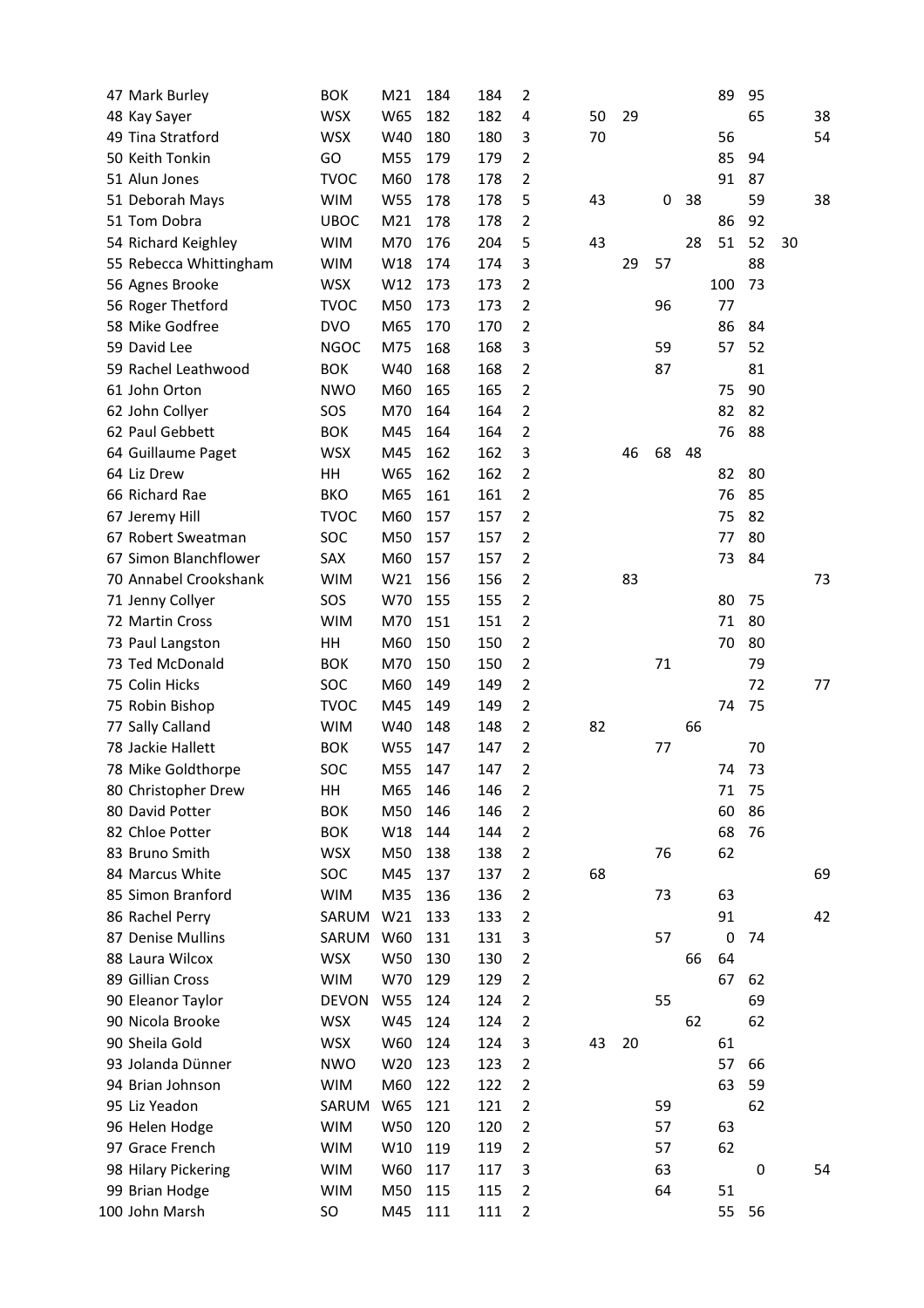| | | | | | | | | | | | | | | |
|---|---|---|---|---|---|---|---|---|---|---|---|---|---|---|
| 47 | Mark Burley | BOK | M21 | 184 | 184 | 2 | | | | | 89 | 95 | | |
| 48 | Kay Sayer | WSX | W65 | 182 | 182 | 4 | 50 | 29 | | | | 65 | | 38 |
| 49 | Tina Stratford | WSX | W40 | 180 | 180 | 3 | 70 | | | | 56 | | | 54 |
| 50 | Keith Tonkin | GO | M55 | 179 | 179 | 2 | | | | | 85 | 94 | | |
| 51 | Alun Jones | TVOC | M60 | 178 | 178 | 2 | | | | | 91 | 87 | | |
| 51 | Deborah Mays | WIM | W55 | 178 | 178 | 5 | 43 | | 0 | 38 | | 59 | | 38 |
| 51 | Tom Dobra | UBOC | M21 | 178 | 178 | 2 | | | | | 86 | 92 | | |
| 54 | Richard Keighley | WIM | M70 | 176 | 204 | 5 | 43 | | | 28 | 51 | 52 | 30 | |
| 55 | Rebecca Whittingham | WIM | W18 | 174 | 174 | 3 | | 29 | 57 | | | 88 | | |
| 56 | Agnes Brooke | WSX | W12 | 173 | 173 | 2 | | | | | 100 | 73 | | |
| 56 | Roger Thetford | TVOC | M50 | 173 | 173 | 2 | | | 96 | | 77 | | | |
| 58 | Mike Godfree | DVO | M65 | 170 | 170 | 2 | | | | | 86 | 84 | | |
| 59 | David Lee | NGOC | M75 | 168 | 168 | 3 | | | 59 | | 57 | 52 | | |
| 59 | Rachel Leathwood | BOK | W40 | 168 | 168 | 2 | | | 87 | | | 81 | | |
| 61 | John Orton | NWO | M60 | 165 | 165 | 2 | | | | | 75 | 90 | | |
| 62 | John Collyer | SOS | M70 | 164 | 164 | 2 | | | | | 82 | 82 | | |
| 62 | Paul Gebbett | BOK | M45 | 164 | 164 | 2 | | | | | 76 | 88 | | |
| 64 | Guillaume Paget | WSX | M45 | 162 | 162 | 3 | | 46 | 68 | 48 | | | | |
| 64 | Liz Drew | HH | W65 | 162 | 162 | 2 | | | | | 82 | 80 | | |
| 66 | Richard Rae | BKO | M65 | 161 | 161 | 2 | | | | | 76 | 85 | | |
| 67 | Jeremy Hill | TVOC | M60 | 157 | 157 | 2 | | | | | 75 | 82 | | |
| 67 | Robert Sweatman | SOC | M50 | 157 | 157 | 2 | | | | | 77 | 80 | | |
| 67 | Simon Blanchflower | SAX | M60 | 157 | 157 | 2 | | | | | 73 | 84 | | |
| 70 | Annabel Crookshank | WIM | W21 | 156 | 156 | 2 | | 83 | | | | | | 73 |
| 71 | Jenny Collyer | SOS | W70 | 155 | 155 | 2 | | | | | 80 | 75 | | |
| 72 | Martin Cross | WIM | M70 | 151 | 151 | 2 | | | | | 71 | 80 | | |
| 73 | Paul Langston | HH | M60 | 150 | 150 | 2 | | | | | 70 | 80 | | |
| 73 | Ted McDonald | BOK | M70 | 150 | 150 | 2 | | | 71 | | | 79 | | |
| 75 | Colin Hicks | SOC | M60 | 149 | 149 | 2 | | | | | | 72 | | 77 |
| 75 | Robin Bishop | TVOC | M45 | 149 | 149 | 2 | | | | | 74 | 75 | | |
| 77 | Sally Calland | WIM | W40 | 148 | 148 | 2 | 82 | | | 66 | | | | |
| 78 | Jackie Hallett | BOK | W55 | 147 | 147 | 2 | | | 77 | | | 70 | | |
| 78 | Mike Goldthorpe | SOC | M55 | 147 | 147 | 2 | | | | | 74 | 73 | | |
| 80 | Christopher Drew | HH | M65 | 146 | 146 | 2 | | | | | 71 | 75 | | |
| 80 | David Potter | BOK | M50 | 146 | 146 | 2 | | | | | 60 | 86 | | |
| 82 | Chloe Potter | BOK | W18 | 144 | 144 | 2 | | | | | 68 | 76 | | |
| 83 | Bruno Smith | WSX | M50 | 138 | 138 | 2 | | | 76 | | 62 | | | |
| 84 | Marcus White | SOC | M45 | 137 | 137 | 2 | 68 | | | | | | | 69 |
| 85 | Simon Branford | WIM | M35 | 136 | 136 | 2 | | | 73 | | 63 | | | |
| 86 | Rachel Perry | SARUM | W21 | 133 | 133 | 2 | | | | | 91 | | | 42 |
| 87 | Denise Mullins | SARUM | W60 | 131 | 131 | 3 | | | 57 | | 0 | 74 | | |
| 88 | Laura Wilcox | WSX | W50 | 130 | 130 | 2 | | | | 66 | 64 | | | |
| 89 | Gillian Cross | WIM | W70 | 129 | 129 | 2 | | | | | 67 | 62 | | |
| 90 | Eleanor Taylor | DEVON | W55 | 124 | 124 | 2 | | | 55 | | | 69 | | |
| 90 | Nicola Brooke | WSX | W45 | 124 | 124 | 2 | | | | 62 | | 62 | | |
| 90 | Sheila Gold | WSX | W60 | 124 | 124 | 3 | 43 | 20 | | | 61 | | | |
| 93 | Jolanda Dünner | NWO | W20 | 123 | 123 | 2 | | | | | 57 | 66 | | |
| 94 | Brian Johnson | WIM | M60 | 122 | 122 | 2 | | | | | 63 | 59 | | |
| 95 | Liz Yeadon | SARUM | W65 | 121 | 121 | 2 | | | 59 | | | 62 | | |
| 96 | Helen Hodge | WIM | W50 | 120 | 120 | 2 | | | 57 | | 63 | | | |
| 97 | Grace French | WIM | W10 | 119 | 119 | 2 | | | 57 | | 62 | | | |
| 98 | Hilary Pickering | WIM | W60 | 117 | 117 | 3 | | | 63 | | | 0 | | 54 |
| 99 | Brian Hodge | WIM | M50 | 115 | 115 | 2 | | | 64 | | 51 | | | |
| 100 | John Marsh | SO | M45 | 111 | 111 | 2 | | | | | 55 | 56 | | |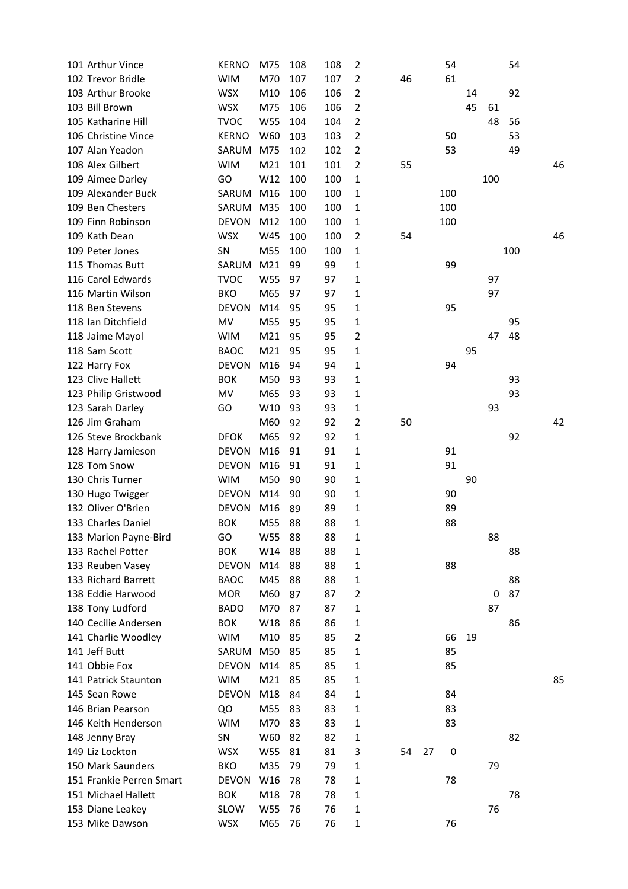| | | | | | | | | | | | | | |
|---|---|---|---|---|---|---|---|---|---|---|---|---|---|
| 101 | Arthur Vince | KERNO | M75 | 108 | 108 | 2 | | | 54 | | | 54 | |
| 102 | Trevor Bridle | WIM | M70 | 107 | 107 | 2 | 46 | | 61 | | | | |
| 103 | Arthur Brooke | WSX | M10 | 106 | 106 | 2 | | | | 14 | | 92 | |
| 103 | Bill Brown | WSX | M75 | 106 | 106 | 2 | | | | 45 | 61 | | |
| 105 | Katharine Hill | TVOC | W55 | 104 | 104 | 2 | | | | | 48 | 56 | |
| 106 | Christine Vince | KERNO | W60 | 103 | 103 | 2 | | | 50 | | | 53 | |
| 107 | Alan Yeadon | SARUM | M75 | 102 | 102 | 2 | | | 53 | | | 49 | |
| 108 | Alex Gilbert | WIM | M21 | 101 | 101 | 2 | 55 | | | | | | 46 |
| 109 | Aimee Darley | GO | W12 | 100 | 100 | 1 | | | | | 100 | | |
| 109 | Alexander Buck | SARUM | M16 | 100 | 100 | 1 | | | 100 | | | | |
| 109 | Ben Chesters | SARUM | M35 | 100 | 100 | 1 | | | 100 | | | | |
| 109 | Finn Robinson | DEVON | M12 | 100 | 100 | 1 | | | 100 | | | | |
| 109 | Kath Dean | WSX | W45 | 100 | 100 | 2 | 54 | | | | | | 46 |
| 109 | Peter Jones | SN | M55 | 100 | 100 | 1 | | | | | | 100 | |
| 115 | Thomas Butt | SARUM | M21 | 99 | 99 | 1 | | | 99 | | | | |
| 116 | Carol Edwards | TVOC | W55 | 97 | 97 | 1 | | | | | 97 | | |
| 116 | Martin Wilson | BKO | M65 | 97 | 97 | 1 | | | | | 97 | | |
| 118 | Ben Stevens | DEVON | M14 | 95 | 95 | 1 | | | 95 | | | | |
| 118 | Ian Ditchfield | MV | M55 | 95 | 95 | 1 | | | | | | 95 | |
| 118 | Jaime Mayol | WIM | M21 | 95 | 95 | 2 | | | | | 47 | 48 | |
| 118 | Sam Scott | BAOC | M21 | 95 | 95 | 1 | | | | 95 | | | |
| 122 | Harry Fox | DEVON | M16 | 94 | 94 | 1 | | | 94 | | | | |
| 123 | Clive Hallett | BOK | M50 | 93 | 93 | 1 | | | | | | 93 | |
| 123 | Philip Gristwood | MV | M65 | 93 | 93 | 1 | | | | | | 93 | |
| 123 | Sarah Darley | GO | W10 | 93 | 93 | 1 | | | | | 93 | | |
| 126 | Jim Graham | | M60 | 92 | 92 | 2 | 50 | | | | | | 42 |
| 126 | Steve Brockbank | DFOK | M65 | 92 | 92 | 1 | | | | | | 92 | |
| 128 | Harry Jamieson | DEVON | M16 | 91 | 91 | 1 | | | 91 | | | | |
| 128 | Tom Snow | DEVON | M16 | 91 | 91 | 1 | | | 91 | | | | |
| 130 | Chris Turner | WIM | M50 | 90 | 90 | 1 | | | | 90 | | | |
| 130 | Hugo Twigger | DEVON | M14 | 90 | 90 | 1 | | | 90 | | | | |
| 132 | Oliver O'Brien | DEVON | M16 | 89 | 89 | 1 | | | 89 | | | | |
| 133 | Charles Daniel | BOK | M55 | 88 | 88 | 1 | | | 88 | | | | |
| 133 | Marion Payne-Bird | GO | W55 | 88 | 88 | 1 | | | | | 88 | | |
| 133 | Rachel Potter | BOK | W14 | 88 | 88 | 1 | | | | | | 88 | |
| 133 | Reuben Vasey | DEVON | M14 | 88 | 88 | 1 | | | 88 | | | | |
| 133 | Richard Barrett | BAOC | M45 | 88 | 88 | 1 | | | | | | 88 | |
| 138 | Eddie Harwood | MOR | M60 | 87 | 87 | 2 | | | | | 0 | 87 | |
| 138 | Tony Ludford | BADO | M70 | 87 | 87 | 1 | | | | | 87 | | |
| 140 | Cecilie Andersen | BOK | W18 | 86 | 86 | 1 | | | | | | 86 | |
| 141 | Charlie Woodley | WIM | M10 | 85 | 85 | 2 | | | 66 | 19 | | | |
| 141 | Jeff Butt | SARUM | M50 | 85 | 85 | 1 | | | 85 | | | | |
| 141 | Obbie Fox | DEVON | M14 | 85 | 85 | 1 | | | 85 | | | | |
| 141 | Patrick Staunton | WIM | M21 | 85 | 85 | 1 | | | | | | | 85 |
| 145 | Sean Rowe | DEVON | M18 | 84 | 84 | 1 | | | 84 | | | | |
| 146 | Brian Pearson | QO | M55 | 83 | 83 | 1 | | | 83 | | | | |
| 146 | Keith Henderson | WIM | M70 | 83 | 83 | 1 | | | 83 | | | | |
| 148 | Jenny Bray | SN | W60 | 82 | 82 | 1 | | | | | | 82 | |
| 149 | Liz Lockton | WSX | W55 | 81 | 81 | 3 | 54 | 27 | 0 | | | | |
| 150 | Mark Saunders | BKO | M35 | 79 | 79 | 1 | | | | | 79 | | |
| 151 | Frankie Perren Smart | DEVON | W16 | 78 | 78 | 1 | | | 78 | | | | |
| 151 | Michael Hallett | BOK | M18 | 78 | 78 | 1 | | | | | | 78 | |
| 153 | Diane Leakey | SLOW | W55 | 76 | 76 | 1 | | | | | 76 | | |
| 153 | Mike Dawson | WSX | M65 | 76 | 76 | 1 | | | 76 | | | | |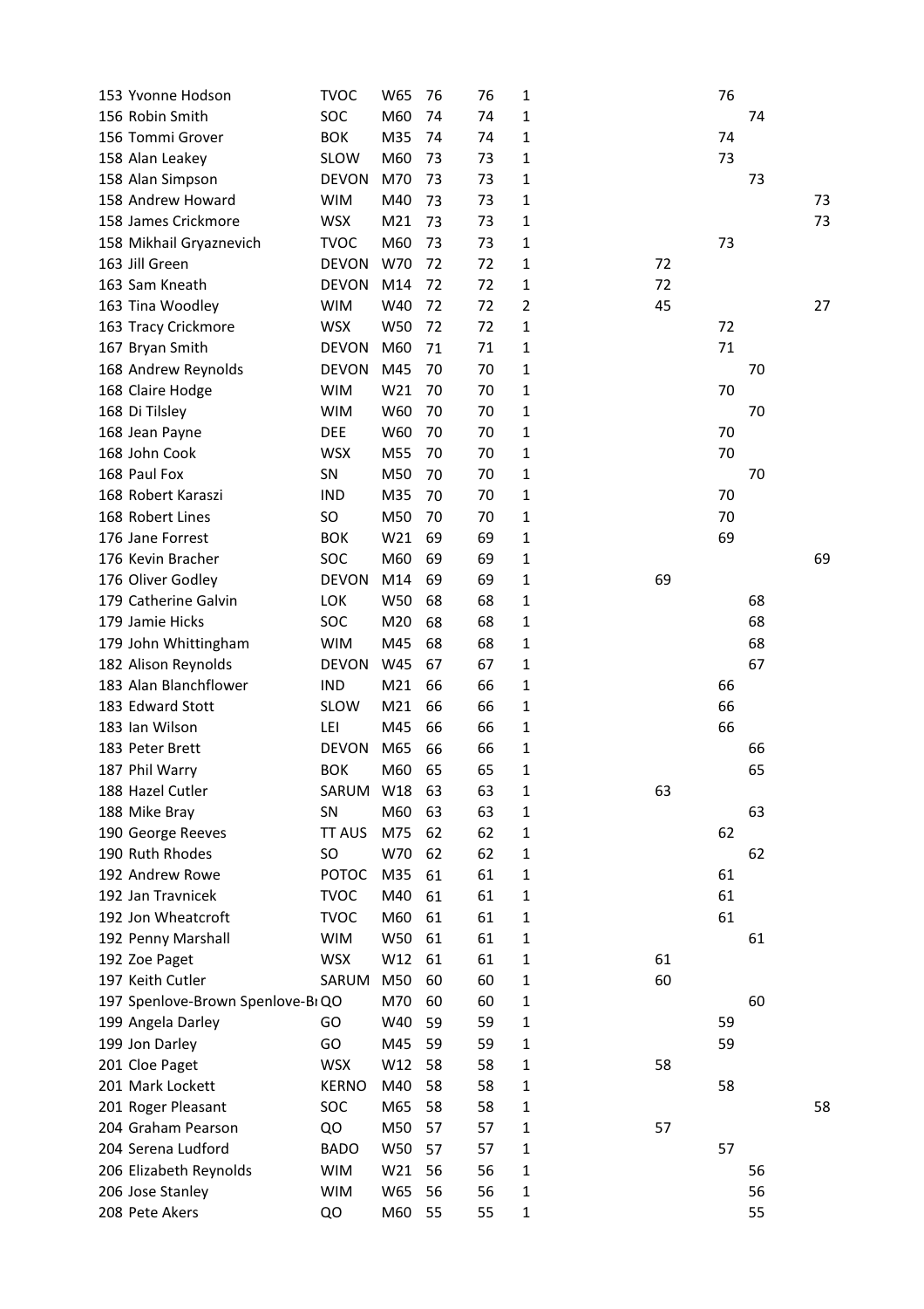| | | | | | | | | | | |
|---|---|---|---|---|---|---|---|---|---|---|
| 153 | Yvonne Hodson | TVOC | W65 | 76 | 76 | 1 | | 76 | | |
| 156 | Robin Smith | SOC | M60 | 74 | 74 | 1 | | | 74 | |
| 156 | Tommi Grover | BOK | M35 | 74 | 74 | 1 | | 74 | | |
| 158 | Alan Leakey | SLOW | M60 | 73 | 73 | 1 | | 73 | | |
| 158 | Alan Simpson | DEVON | M70 | 73 | 73 | 1 | | | 73 | |
| 158 | Andrew Howard | WIM | M40 | 73 | 73 | 1 | | | | 73 |
| 158 | James Crickmore | WSX | M21 | 73 | 73 | 1 | | | | 73 |
| 158 | Mikhail Gryaznevich | TVOC | M60 | 73 | 73 | 1 | | 73 | | |
| 163 | Jill Green | DEVON | W70 | 72 | 72 | 1 | 72 | | | |
| 163 | Sam Kneath | DEVON | M14 | 72 | 72 | 1 | 72 | | | |
| 163 | Tina Woodley | WIM | W40 | 72 | 72 | 2 | 45 | | | 27 |
| 163 | Tracy Crickmore | WSX | W50 | 72 | 72 | 1 | | 72 | | |
| 167 | Bryan Smith | DEVON | M60 | 71 | 71 | 1 | | 71 | | |
| 168 | Andrew Reynolds | DEVON | M45 | 70 | 70 | 1 | | | 70 | |
| 168 | Claire Hodge | WIM | W21 | 70 | 70 | 1 | | 70 | | |
| 168 | Di Tilsley | WIM | W60 | 70 | 70 | 1 | | | 70 | |
| 168 | Jean Payne | DEE | W60 | 70 | 70 | 1 | | 70 | | |
| 168 | John Cook | WSX | M55 | 70 | 70 | 1 | | 70 | | |
| 168 | Paul Fox | SN | M50 | 70 | 70 | 1 | | | 70 | |
| 168 | Robert Karaszi | IND | M35 | 70 | 70 | 1 | | 70 | | |
| 168 | Robert Lines | SO | M50 | 70 | 70 | 1 | | 70 | | |
| 176 | Jane Forrest | BOK | W21 | 69 | 69 | 1 | | 69 | | |
| 176 | Kevin Bracher | SOC | M60 | 69 | 69 | 1 | | | | 69 |
| 176 | Oliver Godley | DEVON | M14 | 69 | 69 | 1 | 69 | | | |
| 179 | Catherine Galvin | LOK | W50 | 68 | 68 | 1 | | | 68 | |
| 179 | Jamie Hicks | SOC | M20 | 68 | 68 | 1 | | | 68 | |
| 179 | John Whittingham | WIM | M45 | 68 | 68 | 1 | | | 68 | |
| 182 | Alison Reynolds | DEVON | W45 | 67 | 67 | 1 | | | 67 | |
| 183 | Alan Blanchflower | IND | M21 | 66 | 66 | 1 | | 66 | | |
| 183 | Edward Stott | SLOW | M21 | 66 | 66 | 1 | | 66 | | |
| 183 | Ian Wilson | LEI | M45 | 66 | 66 | 1 | | 66 | | |
| 183 | Peter Brett | DEVON | M65 | 66 | 66 | 1 | | | 66 | |
| 187 | Phil Warry | BOK | M60 | 65 | 65 | 1 | | | 65 | |
| 188 | Hazel Cutler | SARUM | W18 | 63 | 63 | 1 | 63 | | | |
| 188 | Mike Bray | SN | M60 | 63 | 63 | 1 | | | 63 | |
| 190 | George Reeves | TT AUS | M75 | 62 | 62 | 1 | | 62 | | |
| 190 | Ruth Rhodes | SO | W70 | 62 | 62 | 1 | | | 62 | |
| 192 | Andrew Rowe | POTOC | M35 | 61 | 61 | 1 | | 61 | | |
| 192 | Jan Travnicek | TVOC | M40 | 61 | 61 | 1 | | 61 | | |
| 192 | Jon Wheatcroft | TVOC | M60 | 61 | 61 | 1 | | 61 | | |
| 192 | Penny Marshall | WIM | W50 | 61 | 61 | 1 | | | 61 | |
| 192 | Zoe Paget | WSX | W12 | 61 | 61 | 1 | 61 | | | |
| 197 | Keith Cutler | SARUM | M50 | 60 | 60 | 1 | 60 | | | |
| 197 | Spenlove-Brown Spenlove-Br | QO | M70 | 60 | 60 | 1 | | | 60 | |
| 199 | Angela Darley | GO | W40 | 59 | 59 | 1 | | 59 | | |
| 199 | Jon Darley | GO | M45 | 59 | 59 | 1 | | 59 | | |
| 201 | Cloe Paget | WSX | W12 | 58 | 58 | 1 | 58 | | | |
| 201 | Mark Lockett | KERNO | M40 | 58 | 58 | 1 | | 58 | | |
| 201 | Roger Pleasant | SOC | M65 | 58 | 58 | 1 | | | | 58 |
| 204 | Graham Pearson | QO | M50 | 57 | 57 | 1 | 57 | | | |
| 204 | Serena Ludford | BADO | W50 | 57 | 57 | 1 | | 57 | | |
| 206 | Elizabeth Reynolds | WIM | W21 | 56 | 56 | 1 | | | 56 | |
| 206 | Jose Stanley | WIM | W65 | 56 | 56 | 1 | | | 56 | |
| 208 | Pete Akers | QO | M60 | 55 | 55 | 1 | | | 55 | |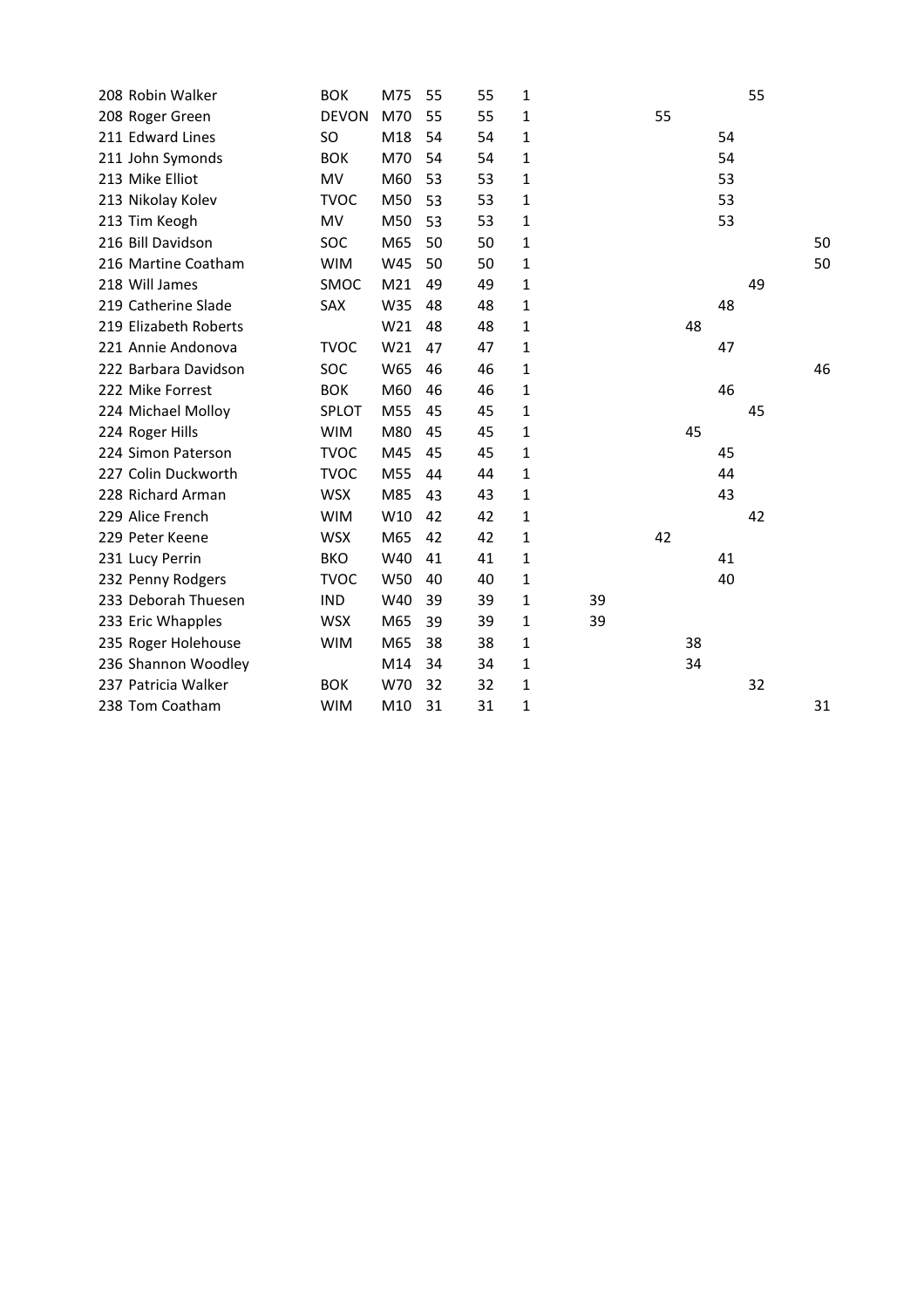| | | | | | | | | | | | | |
|---|---|---|---|---|---|---|---|---|---|---|---|---|
| 208 | Robin Walker | BOK | M75 | 55 | 55 | 1 | | | | | 55 | |
| 208 | Roger Green | DEVON | M70 | 55 | 55 | 1 | | 55 | | | | |
| 211 | Edward Lines | SO | M18 | 54 | 54 | 1 | | | | 54 | | |
| 211 | John Symonds | BOK | M70 | 54 | 54 | 1 | | | | 54 | | |
| 213 | Mike Elliot | MV | M60 | 53 | 53 | 1 | | | | 53 | | |
| 213 | Nikolay Kolev | TVOC | M50 | 53 | 53 | 1 | | | | 53 | | |
| 213 | Tim Keogh | MV | M50 | 53 | 53 | 1 | | | | 53 | | |
| 216 | Bill Davidson | SOC | M65 | 50 | 50 | 1 | | | | | | 50 |
| 216 | Martine Coatham | WIM | W45 | 50 | 50 | 1 | | | | | | 50 |
| 218 | Will James | SMOC | M21 | 49 | 49 | 1 | | | | | 49 | |
| 219 | Catherine Slade | SAX | W35 | 48 | 48 | 1 | | | | 48 | | |
| 219 | Elizabeth Roberts | | W21 | 48 | 48 | 1 | | | 48 | | | |
| 221 | Annie Andonova | TVOC | W21 | 47 | 47 | 1 | | | | 47 | | |
| 222 | Barbara Davidson | SOC | W65 | 46 | 46 | 1 | | | | | | 46 |
| 222 | Mike Forrest | BOK | M60 | 46 | 46 | 1 | | | | 46 | | |
| 224 | Michael Molloy | SPLOT | M55 | 45 | 45 | 1 | | | | | 45 | |
| 224 | Roger Hills | WIM | M80 | 45 | 45 | 1 | | | 45 | | | |
| 224 | Simon Paterson | TVOC | M45 | 45 | 45 | 1 | | | | 45 | | |
| 227 | Colin Duckworth | TVOC | M55 | 44 | 44 | 1 | | | | 44 | | |
| 228 | Richard Arman | WSX | M85 | 43 | 43 | 1 | | | | 43 | | |
| 229 | Alice French | WIM | W10 | 42 | 42 | 1 | | | | | 42 | |
| 229 | Peter Keene | WSX | M65 | 42 | 42 | 1 | | 42 | | | | |
| 231 | Lucy Perrin | BKO | W40 | 41 | 41 | 1 | | | | 41 | | |
| 232 | Penny Rodgers | TVOC | W50 | 40 | 40 | 1 | | | | 40 | | |
| 233 | Deborah Thuesen | IND | W40 | 39 | 39 | 1 | 39 | | | | | |
| 233 | Eric Whapples | WSX | M65 | 39 | 39 | 1 | 39 | | | | | |
| 235 | Roger Holehouse | WIM | M65 | 38 | 38 | 1 | | | 38 | | | |
| 236 | Shannon Woodley | | M14 | 34 | 34 | 1 | | | 34 | | | |
| 237 | Patricia Walker | BOK | W70 | 32 | 32 | 1 | | | | | 32 | |
| 238 | Tom Coatham | WIM | M10 | 31 | 31 | 1 | | | | | | 31 |